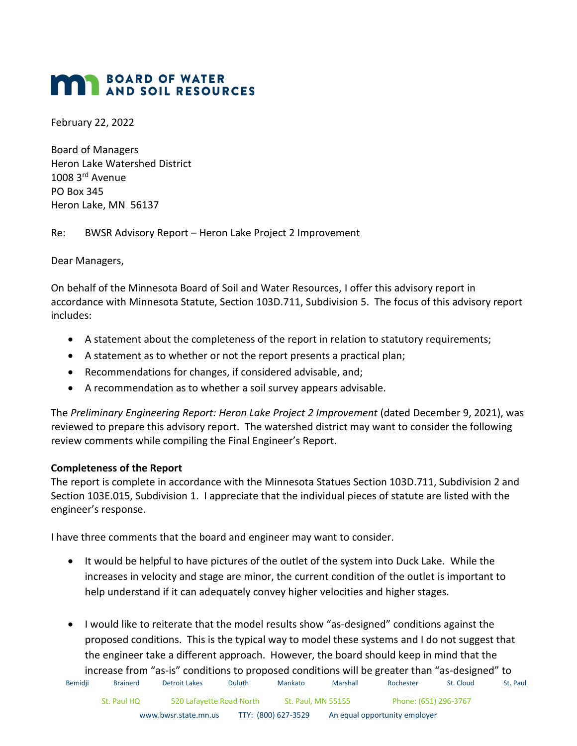# BOARD OF WATER AND SOIL RESOURCES

February 22, 2022

Board of Managers
Heron Lake Watershed District
1008 3rd Avenue
PO Box 345
Heron Lake, MN 56137

Re: BWSR Advisory Report – Heron Lake Project 2 Improvement

Dear Managers,

On behalf of the Minnesota Board of Soil and Water Resources, I offer this advisory report in accordance with Minnesota Statute, Section 103D.711, Subdivision 5. The focus of this advisory report includes:

- A statement about the completeness of the report in relation to statutory requirements;
- A statement as to whether or not the report presents a practical plan;
- Recommendations for changes, if considered advisable, and;
- A recommendation as to whether a soil survey appears advisable.

The *Preliminary Engineering Report: Heron Lake Project 2 Improvement* (dated December 9, 2021), was reviewed to prepare this advisory report. The watershed district may want to consider the following review comments while compiling the Final Engineer's Report.

**Completeness of the Report**
The report is complete in accordance with the Minnesota Statues Section 103D.711, Subdivision 2 and Section 103E.015, Subdivision 1. I appreciate that the individual pieces of statute are listed with the engineer's response.

I have three comments that the board and engineer may want to consider.

- It would be helpful to have pictures of the outlet of the system into Duck Lake. While the increases in velocity and stage are minor, the current condition of the outlet is important to help understand if it can adequately convey higher velocities and higher stages.

- I would like to reiterate that the model results show "as-designed" conditions against the proposed conditions. This is the typical way to model these systems and I do not suggest that the engineer take a different approach. However, the board should keep in mind that the increase from "as-is" conditions to proposed conditions will be greater than "as-designed" to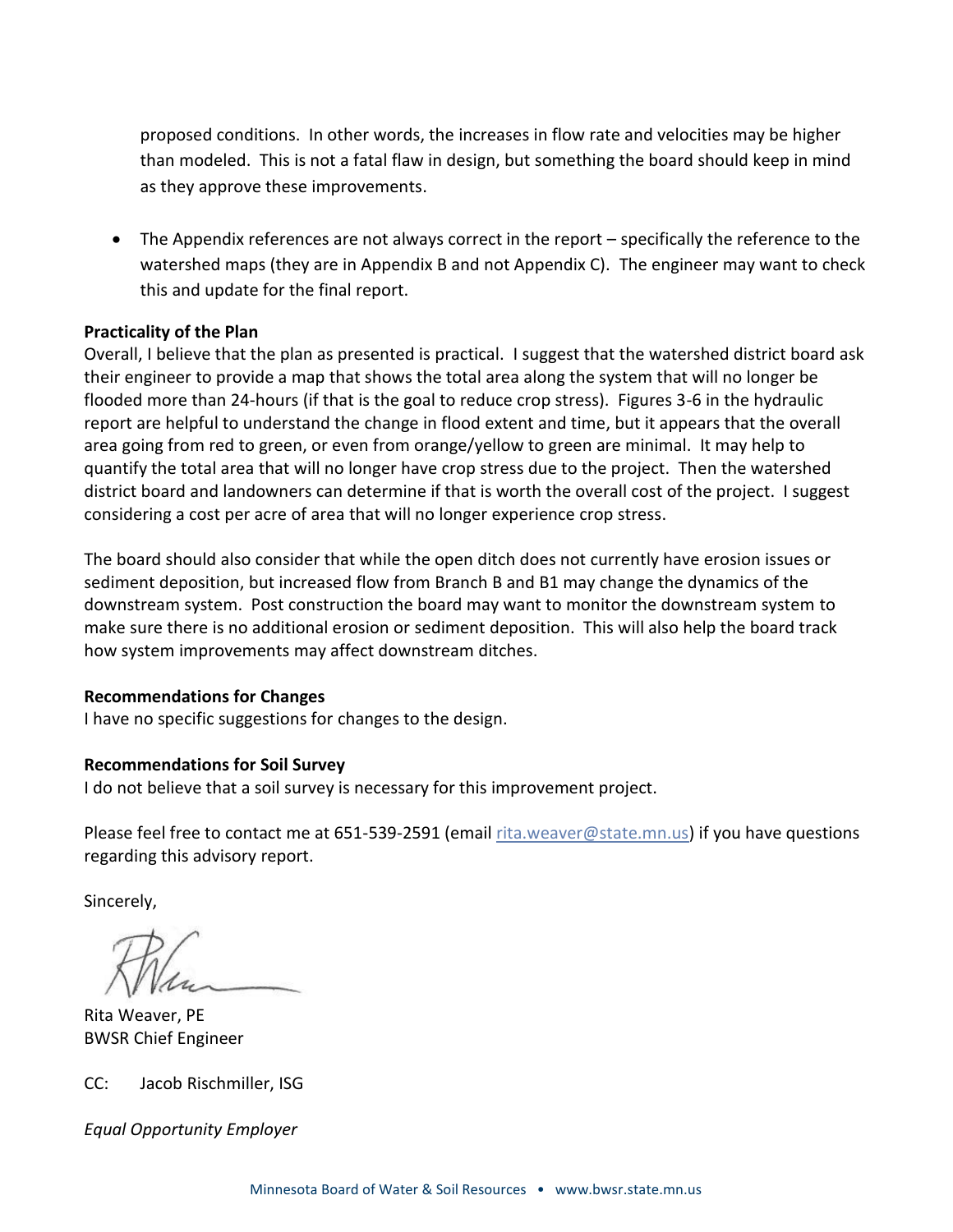proposed conditions. In other words, the increases in flow rate and velocities may be higher than modeled. This is not a fatal flaw in design, but something the board should keep in mind as they approve these improvements.

- The Appendix references are not always correct in the report – specifically the reference to the watershed maps (they are in Appendix B and not Appendix C). The engineer may want to check this and update for the final report.

**Practicality of the Plan**

Overall, I believe that the plan as presented is practical. I suggest that the watershed district board ask their engineer to provide a map that shows the total area along the system that will no longer be flooded more than 24-hours (if that is the goal to reduce crop stress). Figures 3-6 in the hydraulic report are helpful to understand the change in flood extent and time, but it appears that the overall area going from red to green, or even from orange/yellow to green are minimal. It may help to quantify the total area that will no longer have crop stress due to the project. Then the watershed district board and landowners can determine if that is worth the overall cost of the project. I suggest considering a cost per acre of area that will no longer experience crop stress.

The board should also consider that while the open ditch does not currently have erosion issues or sediment deposition, but increased flow from Branch B and B1 may change the dynamics of the downstream system. Post construction the board may want to monitor the downstream system to make sure there is no additional erosion or sediment deposition. This will also help the board track how system improvements may affect downstream ditches.

**Recommendations for Changes**

I have no specific suggestions for changes to the design.

**Recommendations for Soil Survey**

I do not believe that a soil survey is necessary for this improvement project.

Please feel free to contact me at 651-539-2591 (email rita.weaver@state.mn.us) if you have questions regarding this advisory report.

Sincerely,

Rita Weaver, PE
BWSR Chief Engineer

CC: Jacob Rischmiller, ISG

*Equal Opportunity Employer*